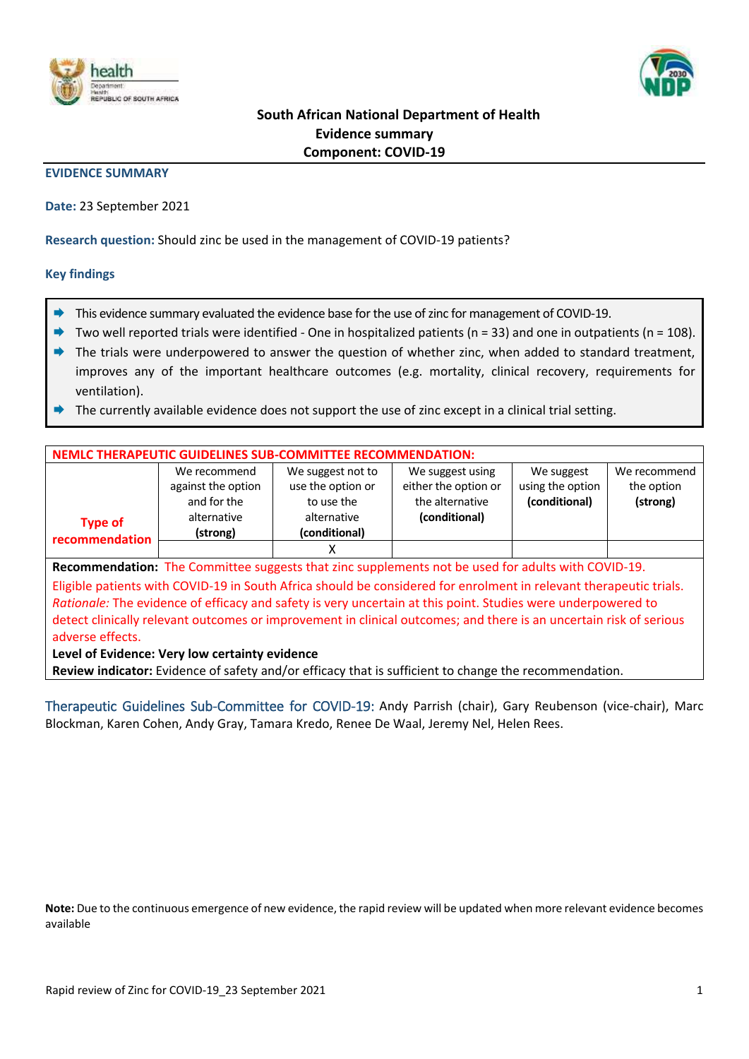**South African National Department of Health**
**Evidence summary**
**Component: COVID-19**

## EVIDENCE SUMMARY

**Date:** 23 September 2021

**Research question:** Should zinc be used in the management of COVID-19 patients?

### Key findings

- This evidence summary evaluated the evidence base for the use of zinc for management of COVID-19.
- Two well reported trials were identified - One in hospitalized patients (n = 33) and one in outpatients (n = 108).
- The trials were underpowered to answer the question of whether zinc, when added to standard treatment, improves any of the important healthcare outcomes (e.g. mortality, clinical recovery, requirements for ventilation).
- The currently available evidence does not support the use of zinc except in a clinical trial setting.

| NEMLC THERAPEUTIC GUIDELINES SUB-COMMITTEE RECOMMENDATION: | | | | | |
|---|---|---|---|---|---|
| **Type of recommendation** | We recommend against the option and for the alternative **(strong)** | We suggest not to use the option or to use the alternative **(conditional)** | We suggest using either the option or the alternative **(conditional)** | We suggest using the option **(conditional)** | We recommend the option **(strong)** |
| | | X | | | |

**Recommendation:** The Committee suggests that zinc supplements not be used for adults with COVID-19.
Eligible patients with COVID-19 in South Africa should be considered for enrolment in relevant therapeutic trials.
*Rationale:* The evidence of efficacy and safety is very uncertain at this point. Studies were underpowered to detect clinically relevant outcomes or improvement in clinical outcomes; and there is an uncertain risk of serious adverse effects.
**Level of Evidence: Very low certainty evidence**
**Review indicator:** Evidence of safety and/or efficacy that is sufficient to change the recommendation.

Therapeutic Guidelines Sub-Committee for COVID-19: Andy Parrish (chair), Gary Reubenson (vice-chair), Marc Blockman, Karen Cohen, Andy Gray, Tamara Kredo, Renee De Waal, Jeremy Nel, Helen Rees.

**Note:** Due to the continuous emergence of new evidence, the rapid review will be updated when more relevant evidence becomes available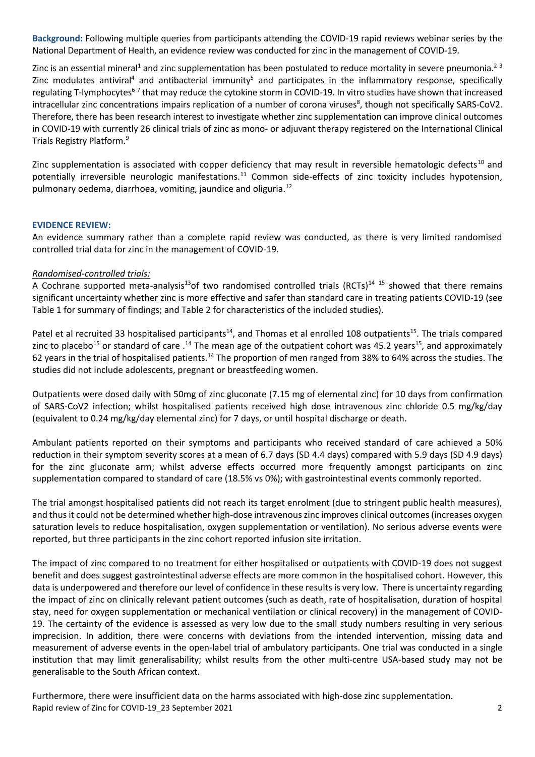**Background:** Following multiple queries from participants attending the COVID-19 rapid reviews webinar series by the National Department of Health, an evidence review was conducted for zinc in the management of COVID-19.

Zinc is an essential mineral[1] and zinc supplementation has been postulated to reduce mortality in severe pneumonia.[2 3] Zinc modulates antiviral[4] and antibacterial immunity[5] and participates in the inflammatory response, specifically regulating T-lymphocytes[6 7] that may reduce the cytokine storm in COVID-19. In vitro studies have shown that increased intracellular zinc concentrations impairs replication of a number of corona viruses[8], though not specifically SARS-CoV2. Therefore, there has been research interest to investigate whether zinc supplementation can improve clinical outcomes in COVID-19 with currently 26 clinical trials of zinc as mono- or adjuvant therapy registered on the International Clinical Trials Registry Platform.[9]

Zinc supplementation is associated with copper deficiency that may result in reversible hematologic defects[10] and potentially irreversible neurologic manifestations.[11] Common side-effects of zinc toxicity includes hypotension, pulmonary oedema, diarrhoea, vomiting, jaundice and oliguria.[12]

**EVIDENCE REVIEW:**

An evidence summary rather than a complete rapid review was conducted, as there is very limited randomised controlled trial data for zinc in the management of COVID-19.

*Randomised-controlled trials:*

A Cochrane supported meta-analysis[13]of two randomised controlled trials (RCTs)[14 15] showed that there remains significant uncertainty whether zinc is more effective and safer than standard care in treating patients COVID-19 (see Table 1 for summary of findings; and Table 2 for characteristics of the included studies).

Patel et al recruited 33 hospitalised participants[14], and Thomas et al enrolled 108 outpatients[15]. The trials compared zinc to placebo[15] or standard of care .[14] The mean age of the outpatient cohort was 45.2 years[15], and approximately 62 years in the trial of hospitalised patients.[14] The proportion of men ranged from 38% to 64% across the studies. The studies did not include adolescents, pregnant or breastfeeding women.

Outpatients were dosed daily with 50mg of zinc gluconate (7.15 mg of elemental zinc) for 10 days from confirmation of SARS-CoV2 infection; whilst hospitalised patients received high dose intravenous zinc chloride 0.5 mg/kg/day (equivalent to 0.24 mg/kg/day elemental zinc) for 7 days, or until hospital discharge or death.

Ambulant patients reported on their symptoms and participants who received standard of care achieved a 50% reduction in their symptom severity scores at a mean of 6.7 days (SD 4.4 days) compared with 5.9 days (SD 4.9 days) for the zinc gluconate arm; whilst adverse effects occurred more frequently amongst participants on zinc supplementation compared to standard of care (18.5% vs 0%); with gastrointestinal events commonly reported.

The trial amongst hospitalised patients did not reach its target enrolment (due to stringent public health measures), and thus it could not be determined whether high-dose intravenous zinc improves clinical outcomes (increases oxygen saturation levels to reduce hospitalisation, oxygen supplementation or ventilation). No serious adverse events were reported, but three participants in the zinc cohort reported infusion site irritation.

The impact of zinc compared to no treatment for either hospitalised or outpatients with COVID-19 does not suggest benefit and does suggest gastrointestinal adverse effects are more common in the hospitalised cohort. However, this data is underpowered and therefore our level of confidence in these results is very low. There is uncertainty regarding the impact of zinc on clinically relevant patient outcomes (such as death, rate of hospitalisation, duration of hospital stay, need for oxygen supplementation or mechanical ventilation or clinical recovery) in the management of COVID-19. The certainty of the evidence is assessed as very low due to the small study numbers resulting in very serious imprecision. In addition, there were concerns with deviations from the intended intervention, missing data and measurement of adverse events in the open-label trial of ambulatory participants. One trial was conducted in a single institution that may limit generalisability; whilst results from the other multi-centre USA-based study may not be generalisable to the South African context.

Furthermore, there were insufficient data on the harms associated with high-dose zinc supplementation.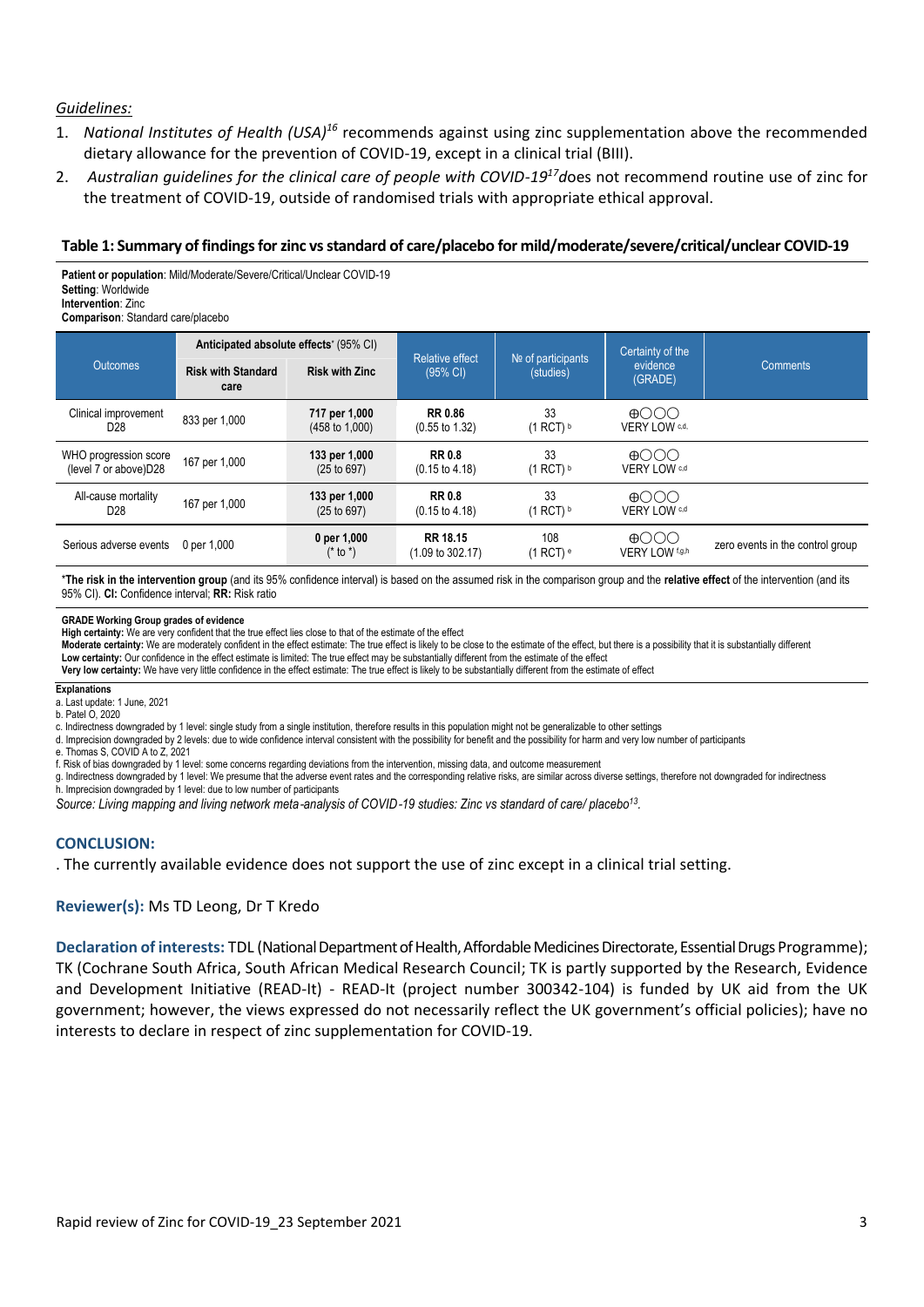*Guidelines:*

1. *National Institutes of Health (USA)*[16] recommends against using zinc supplementation above the recommended dietary allowance for the prevention of COVID-19, except in a clinical trial (BIII).
2. *Australian guidelines for the clinical care of people with COVID-19*[17] does not recommend routine use of zinc for the treatment of COVID-19, outside of randomised trials with appropriate ethical approval.

**Table 1: Summary of findings for zinc vs standard of care/placebo for mild/moderate/severe/critical/unclear COVID-19**

**Patient or population**: Mild/Moderate/Severe/Critical/Unclear COVID-19
**Setting**: Worldwide
**Intervention**: Zinc
**Comparison**: Standard care/placebo

| Outcomes | Anticipated absolute effects* (95% CI) | | Relative effect (95% CI) | № of participants (studies) | Certainty of the evidence (GRADE) | Comments |
|---|---|---|---|---|---|---|
| | **Risk with Standard care** | **Risk with Zinc** | | | | |
| Clinical improvement D28 | 833 per 1,000 | **717 per 1,000** (458 to 1,000) | **RR 0.86** (0.55 to 1.32) | 33 (1 RCT) [b] | ⊕◯◯◯ VERY LOW [c,d,] | |
| WHO progression score (level 7 or above)D28 | 167 per 1,000 | **133 per 1,000** (25 to 697) | **RR 0.8** (0.15 to 4.18) | 33 (1 RCT) [b] | ⊕◯◯◯ VERY LOW [c,d] | |
| All-cause mortality D28 | 167 per 1,000 | **133 per 1,000** (25 to 697) | **RR 0.8** (0.15 to 4.18) | 33 (1 RCT) [b] | ⊕◯◯◯ VERY LOW [c,d] | |
| Serious adverse events | 0 per 1,000 | **0 per 1,000** (* to *) | **RR 18.15** (1.09 to 302.17) | 108 (1 RCT) [e] | ⊕◯◯◯ VERY LOW [f,g,h] | zero events in the control group |

***The risk in the intervention group** (and its 95% confidence interval) is based on the assumed risk in the comparison group and the **relative effect** of the intervention (and its 95% CI). **CI:** Confidence interval; **RR:** Risk ratio

**GRADE Working Group grades of evidence**
**High certainty:** We are very confident that the true effect lies close to that of the estimate of the effect
**Moderate certainty:** We are moderately confident in the effect estimate: The true effect is likely to be close to the estimate of the effect, but there is a possibility that it is substantially different
**Low certainty:** Our confidence in the effect estimate is limited: The true effect may be substantially different from the estimate of the effect
**Very low certainty:** We have very little confidence in the effect estimate: The true effect is likely to be substantially different from the estimate of effect

**Explanations**
a. Last update: 1 June, 2021
b. Patel O, 2020
c. Indirectness downgraded by 1 level: single study from a single institution, therefore results in this population might not be generalizable to other settings
d. Imprecision downgraded by 2 levels: due to wide confidence interval consistent with the possibility for benefit and the possibility for harm and very low number of participants
e. Thomas S, COVID A to Z, 2021
f. Risk of bias downgraded by 1 level: some concerns regarding deviations from the intervention, missing data, and outcome measurement
g. Indirectness downgraded by 1 level: We presume that the adverse event rates and the corresponding relative risks, are similar across diverse settings, therefore not downgraded for indirectness
h. Imprecision downgraded by 1 level: due to low number of participants

*Source: Living mapping and living network meta-analysis of COVID-19 studies: Zinc vs standard of care/ placebo*[13]*.*

**CONCLUSION:**

. The currently available evidence does not support the use of zinc except in a clinical trial setting.

**Reviewer(s):** Ms TD Leong, Dr T Kredo

**Declaration of interests:** TDL (National Department of Health, Affordable Medicines Directorate, Essential Drugs Programme); TK (Cochrane South Africa, South African Medical Research Council; TK is partly supported by the Research, Evidence and Development Initiative (READ-It) - READ-It (project number 300342-104) is funded by UK aid from the UK government; however, the views expressed do not necessarily reflect the UK government's official policies); have no interests to declare in respect of zinc supplementation for COVID-19.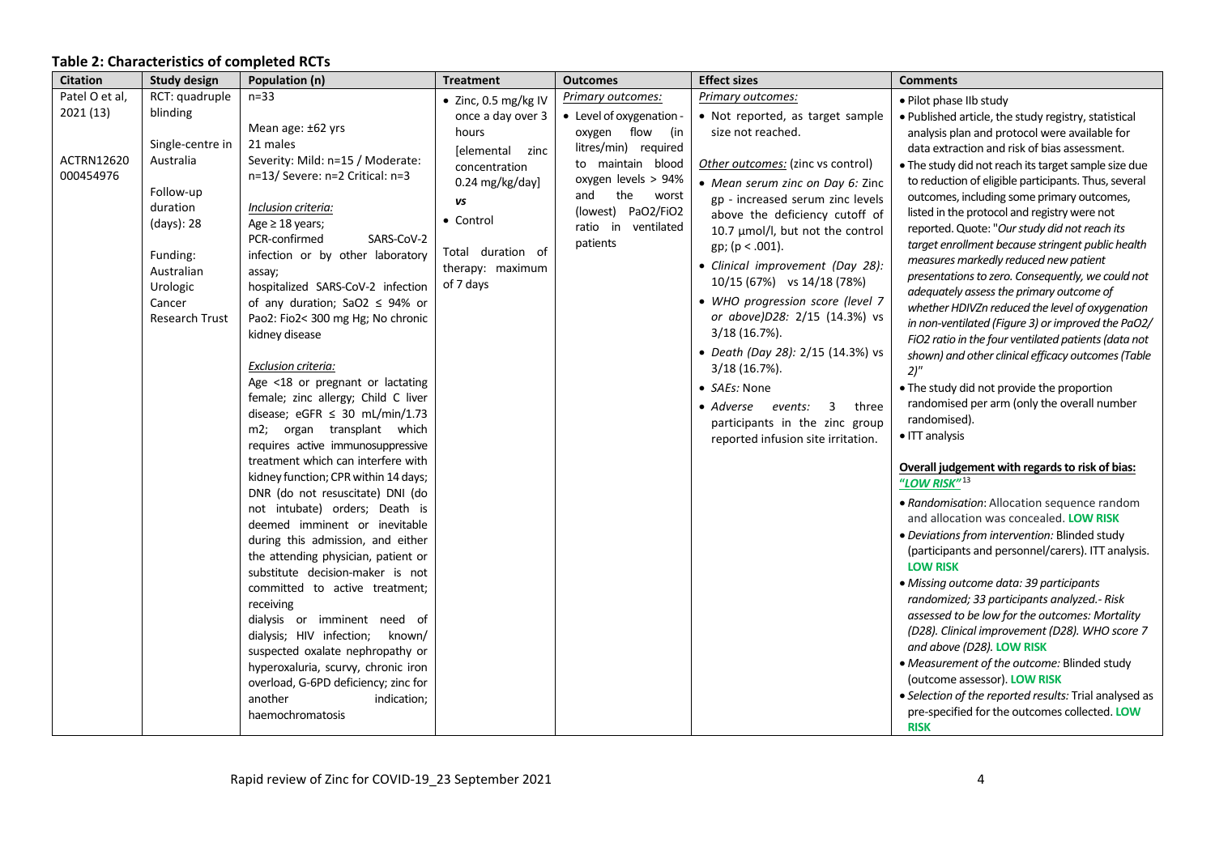**Table 2: Characteristics of completed RCTs**

| Citation | Study design | Population (n) | Treatment | Outcomes | Effect sizes | Comments |
|---|---|---|---|---|---|---|
| Patel O et al, 2021 (13)<br><br>ACTRN12620000454976 | RCT: quadruple blinding<br><br>Single-centre in Australia<br><br>Follow-up duration (days): 28<br><br>Funding: Australian Urologic Cancer Research Trust | n=33<br><br>Mean age: ±62 yrs<br>21 males<br>Severity: Mild: n=15 / Moderate: n=13/ Severe: n=2 Critical: n=3<br><br>*Inclusion criteria:*<br>Age ≥ 18 years;<br>PCR-confirmed SARS-CoV-2 infection or by other laboratory assay;<br>hospitalized SARS-CoV-2 infection of any duration; SaO2 ≤ 94% or Pao2: Fio2< 300 mg Hg; No chronic kidney disease<br><br>*Exclusion criteria:*<br>Age <18 or pregnant or lactating female; zinc allergy; Child C liver disease; eGFR ≤ 30 mL/min/1.73 m2; organ transplant which requires active immunosuppressive treatment which can interfere with kidney function; CPR within 14 days; DNR (do not resuscitate) DNI (do not intubate) orders; Death is deemed imminent or inevitable during this admission, and either the attending physician, patient or substitute decision-maker is not committed to active treatment; receiving dialysis or imminent need of dialysis; HIV infection; known/ suspected oxalate nephropathy or hyperoxaluria, scurvy, chronic iron overload, G-6PD deficiency; zinc for another indication; haemochromatosis | • Zinc, 0.5 mg/kg IV once a day over 3 hours [elemental zinc concentration 0.24 mg/kg/day]<br>*vs*<br>• Control<br><br>Total duration of therapy: maximum of 7 days | *Primary outcomes:*<br>• Level of oxygenation - oxygen flow (in litres/min) required to maintain blood oxygen levels > 94% and the worst (lowest) PaO2/FiO2 ratio in ventilated patients | *Primary outcomes:*<br>• Not reported, as target sample size not reached.<br><br>*Other outcomes:* (zinc vs control)<br>• *Mean serum zinc on Day 6:* Zinc gp - increased serum zinc levels above the deficiency cutoff of 10.7 µmol/l, but not the control gp; (p < .001).<br>• *Clinical improvement (Day 28):* 10/15 (67%) vs 14/18 (78%)<br>• *WHO progression score (level 7 or above)D28:* 2/15 (14.3%) vs 3/18 (16.7%).<br>• *Death (Day 28):* 2/15 (14.3%) vs 3/18 (16.7%).<br>• *SAEs:* None<br>• *Adverse events:* 3 three participants in the zinc group reported infusion site irritation. | • Pilot phase IIb study<br>• Published article, the study registry, statistical analysis plan and protocol were available for data extraction and risk of bias assessment.<br>• The study did not reach its target sample size due to reduction of eligible participants. Thus, several outcomes, including some primary outcomes, listed in the protocol and registry were not reported. Quote: "*Our study did not reach its target enrollment because stringent public health measures markedly reduced new patient presentations to zero. Consequently, we could not adequately assess the primary outcome of whether HDIVZn reduced the level of oxygenation in non-ventilated (Figure 3) or improved the PaO2/ FiO2 ratio in the four ventilated patients (data not shown) and other clinical efficacy outcomes (Table 2)*"<br>• The study did not provide the proportion randomised per arm (only the overall number randomised).<br>• ITT analysis<br><br>**Overall judgement with regards to risk of bias: *"LOW RISK"*** [13]<br>• *Randomisation*: Allocation sequence random and allocation was concealed. **LOW RISK**<br>• *Deviations from intervention:* Blinded study (participants and personnel/carers). ITT analysis. **LOW RISK**<br>• *Missing outcome data: 39 participants randomized; 33 participants analyzed.- Risk assessed to be low for the outcomes: Mortality (D28). Clinical improvement (D28). WHO score 7 and above (D28).* **LOW RISK**<br>• *Measurement of the outcome:* Blinded study (outcome assessor). **LOW RISK**<br>• *Selection of the reported results:* Trial analysed as pre-specified for the outcomes collected. **LOW RISK** |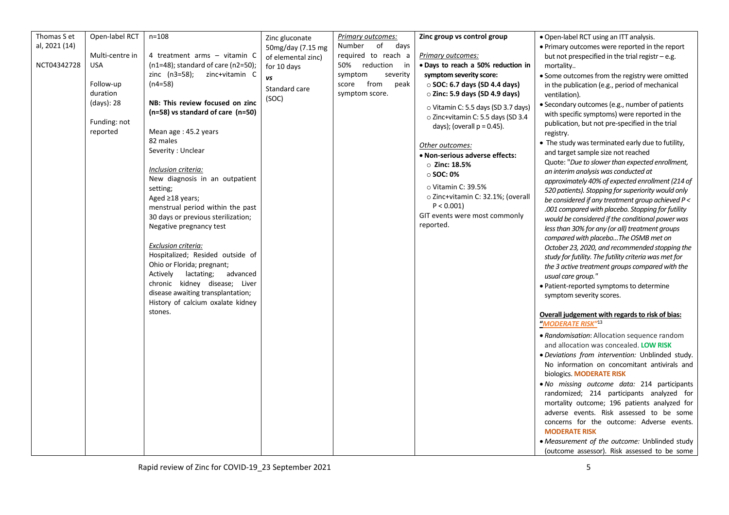| | | | | | | |
|---|---|---|---|---|---|---|
| Thomas S et al, 2021 (14)<br><br>NCT04342728 | Open-label RCT<br><br>Multi-centre in USA<br><br>Follow-up duration (days): 28<br><br>Funding: not reported | n=108<br><br>4 treatment arms – vitamin C (n1=48); standard of care (n2=50); zinc (n3=58); zinc+vitamin C (n4=58)<br><br>**NB: This review focused on zinc (n=58) vs standard of care (n=50)**<br><br>Mean age : 45.2 years<br>82 males<br>Severity : Unclear<br><br>*Inclusion criteria:*<br>New diagnosis in an outpatient setting;<br>Aged ≥18 years;<br>menstrual period within the past 30 days or previous sterilization;<br>Negative pregnancy test<br><br>*Exclusion criteria:*<br>Hospitalized; Resided outside of Ohio or Florida; pregnant;<br>Actively lactating; advanced chronic kidney disease; Liver disease awaiting transplantation;<br>History of calcium oxalate kidney stones. | Zinc gluconate 50mg/day (7.15 mg of elemental zinc) for 10 days<br>***vs***<br>Standard care (SOC) | *Primary outcomes:*<br>Number of days required to reach a 50% reduction in symptom severity score from peak symptom score. | **Zinc group vs control group**<br><br>*Primary outcomes:*<br>• **Days to reach a 50% reduction in symptom severity score:**<br>○ **SOC: 6.7 days (SD 4.4 days)**<br>○ **Zinc: 5.9 days (SD 4.9 days)**<br>○ Vitamin C: 5.5 days (SD 3.7 days)<br>○ Zinc+vitamin C: 5.5 days (SD 3.4 days); (overall p = 0.45).<br><br>*Other outcomes:*<br>• **Non-serious adverse effects:**<br>○ **Zinc: 18.5%**<br>○ **SOC: 0%**<br>○ Vitamin C: 39.5%<br>○ Zinc+vitamin C: 32.1%; (overall P < 0.001)<br>GIT events were most commonly reported. | • Open-label RCT using an ITT analysis.<br>• Primary outcomes were reported in the report but not prespecified in the trial registr – e.g. mortality..<br>• Some outcomes from the registry were omitted in the publication (e.g., period of mechanical ventilation).<br>• Secondary outcomes (e.g., number of patients with specific symptoms) were reported in the publication, but not pre-specified in the trial registry.<br>• The study was terminated early due to futility, and target sample size not reached<br>Quote: "*Due to slower than expected enrollment, an interim analysis was conducted at approximately 40% of expected enrollment (214 of 520 patients). Stopping for superiority would only be considered if any treatment group achieved P < .001 compared with placebo. Stopping for futility would be considered if the conditional power was less than 30% for any (or all) treatment groups compared with placebo…The OSMB met on October 23, 2020, and recommended stopping the study for futility. The futility criteria was met for the 3 active treatment groups compared with the usual care group.*"<br>• Patient-reported symptoms to determine symptom severity scores.<br><br>**Overall judgement with regards to risk of bias: "*MODERATE RISK*"**[13]<br><br>• *Randomisation*: Allocation sequence random and allocation was concealed. **LOW RISK**<br>• *Deviations from intervention:* Unblinded study. No information on concomitant antivirals and biologics. **MODERATE RISK**<br>• *No missing outcome data:* 214 participants randomized; 214 participants analyzed for mortality outcome; 196 patients analyzed for adverse events. Risk assessed to be some concerns for the outcome: Adverse events. **MODERATE RISK**<br>• *Measurement of the outcome:* Unblinded study (outcome assessor). Risk assessed to be some |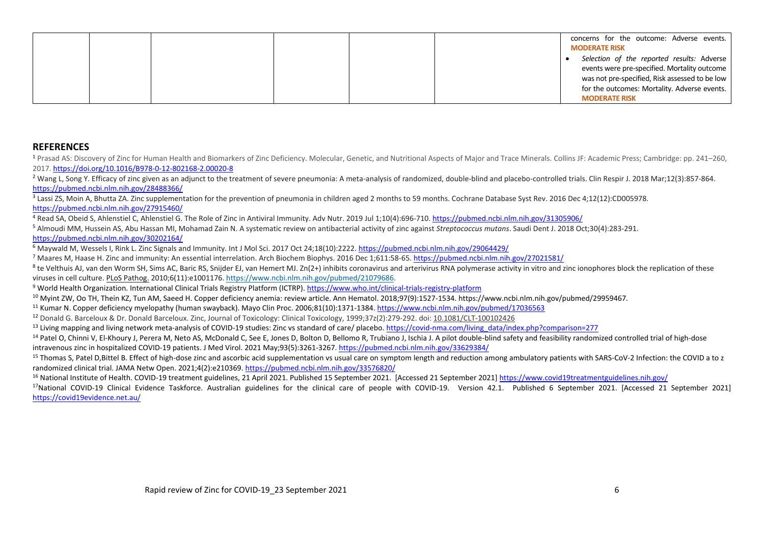| | | | | | | |
|---|---|---|---|---|---|---|
| | | | | | | concerns for the outcome: Adverse events. **MODERATE RISK**<br>• *Selection of the reported results:* Adverse events were pre-specified. Mortality outcome was not pre-specified, Risk assessed to be low for the outcomes: Mortality. Adverse events. **MODERATE RISK** |

## REFERENCES

[1] Prasad AS: Discovery of Zinc for Human Health and Biomarkers of Zinc Deficiency. Molecular, Genetic, and Nutritional Aspects of Major and Trace Minerals. Collins JF: Academic Press; Cambridge: pp. 241–260, 2017. https://doi.org/10.1016/B978-0-12-802168-2.00020-8

[2] Wang L, Song Y. Efficacy of zinc given as an adjunct to the treatment of severe pneumonia: A meta-analysis of randomized, double-blind and placebo-controlled trials. Clin Respir J. 2018 Mar;12(3):857-864. https://pubmed.ncbi.nlm.nih.gov/28488366/

[3] Lassi ZS, Moin A, Bhutta ZA. Zinc supplementation for the prevention of pneumonia in children aged 2 months to 59 months. Cochrane Database Syst Rev. 2016 Dec 4;12(12):CD005978. https://pubmed.ncbi.nlm.nih.gov/27915460/

[4] Read SA, Obeid S, Ahlenstiel C, Ahlenstiel G. The Role of Zinc in Antiviral Immunity. Adv Nutr. 2019 Jul 1;10(4):696-710. https://pubmed.ncbi.nlm.nih.gov/31305906/

[5] Almoudi MM, Hussein AS, Abu Hassan MI, Mohamad Zain N. A systematic review on antibacterial activity of zinc against *Streptococcus mutans*. Saudi Dent J. 2018 Oct;30(4):283-291. https://pubmed.ncbi.nlm.nih.gov/30202164/

[6] Maywald M, Wessels I, Rink L. Zinc Signals and Immunity. Int J Mol Sci. 2017 Oct 24;18(10):2222. https://pubmed.ncbi.nlm.nih.gov/29064429/

[7] Maares M, Haase H. Zinc and immunity: An essential interrelation. Arch Biochem Biophys. 2016 Dec 1;611:58-65. https://pubmed.ncbi.nlm.nih.gov/27021581/

[8] te Velthuis AJ, van den Worm SH, Sims AC, Baric RS, Snijder EJ, van Hemert MJ. Zn(2+) inhibits coronavirus and arterivirus RNA polymerase activity in vitro and zinc ionophores block the replication of these viruses in cell culture. PLoS Pathog. 2010;6(11):e1001176. https://www.ncbi.nlm.nih.gov/pubmed/21079686.

[9] World Health Organization. International Clinical Trials Registry Platform (ICTRP). https://www.who.int/clinical-trials-registry-platform

[10] Myint ZW, Oo TH, Thein KZ, Tun AM, Saeed H. Copper deficiency anemia: review article. Ann Hematol. 2018;97(9):1527-1534. https://www.ncbi.nlm.nih.gov/pubmed/29959467.

[11] Kumar N. Copper deficiency myelopathy (human swayback). Mayo Clin Proc. 2006;81(10):1371-1384. https://www.ncbi.nlm.nih.gov/pubmed/17036563

[12] Donald G. Barceloux & Dr. Donald Barceloux. Zinc, Journal of Toxicology: Clinical Toxicology, 1999;37z(2):279-292. doi: 10.1081/CLT-100102426

[13] Living mapping and living network meta-analysis of COVID-19 studies: Zinc vs standard of care/ placebo. https://covid-nma.com/living_data/index.php?comparison=277

[14] Patel O, Chinni V, El-Khoury J, Perera M, Neto AS, McDonald C, See E, Jones D, Bolton D, Bellomo R, Trubiano J, Ischia J. A pilot double-blind safety and feasibility randomized controlled trial of high-dose intravenous zinc in hospitalized COVID-19 patients. J Med Virol. 2021 May;93(5):3261-3267. https://pubmed.ncbi.nlm.nih.gov/33629384/

[15] Thomas S, Patel D,Bittel B. Effect of high-dose zinc and ascorbic acid supplementation vs usual care on symptom length and reduction among ambulatory patients with SARS-CoV-2 Infection: the COVID a to z randomized clinical trial. JAMA Netw Open. 2021;4(2):e210369. https://pubmed.ncbi.nlm.nih.gov/33576820/

[16] National Institute of Health. COVID-19 treatment guidelines, 21 April 2021. Published 15 September 2021. [Accessed 21 September 2021] https://www.covid19treatmentguidelines.nih.gov/

[17] National COVID-19 Clinical Evidence Taskforce. Australian guidelines for the clinical care of people with COVID-19. Version 42.1. Published 6 September 2021. [Accessed 21 September 2021] https://covid19evidence.net.au/